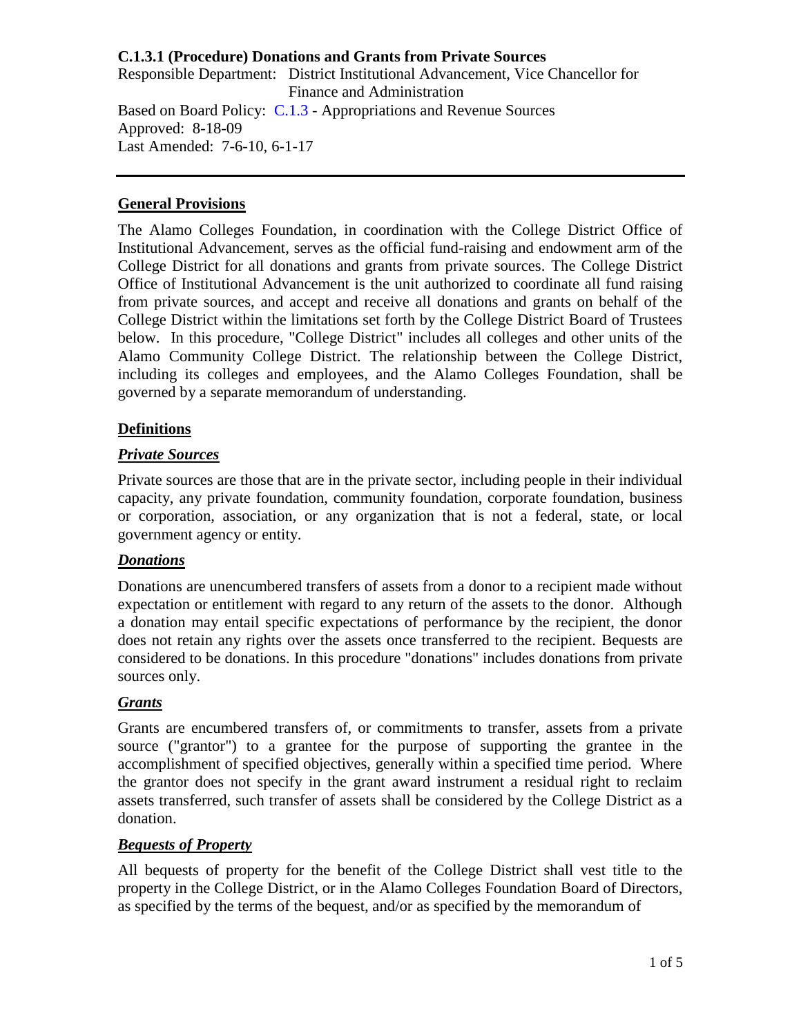**C.1.3.1 (Procedure) Donations and Grants from Private Sources**

Responsible Department: District Institutional Advancement, Vice Chancellor for Finance and Administration

Based on Board Policy: C.1.3 - Appropriations and Revenue Sources

Approved: 8-18-09

Last Amended: 7-6-10, 6-1-17

---

## General Provisions

The Alamo Colleges Foundation, in coordination with the College District Office of Institutional Advancement, serves as the official fund-raising and endowment arm of the College District for all donations and grants from private sources. The College District Office of Institutional Advancement is the unit authorized to coordinate all fund raising from private sources, and accept and receive all donations and grants on behalf of the College District within the limitations set forth by the College District Board of Trustees below. In this procedure, "College District" includes all colleges and other units of the Alamo Community College District. The relationship between the College District, including its colleges and employees, and the Alamo Colleges Foundation, shall be governed by a separate memorandum of understanding.

## Definitions

### *Private Sources*

Private sources are those that are in the private sector, including people in their individual capacity, any private foundation, community foundation, corporate foundation, business or corporation, association, or any organization that is not a federal, state, or local government agency or entity.

### *Donations*

Donations are unencumbered transfers of assets from a donor to a recipient made without expectation or entitlement with regard to any return of the assets to the donor. Although a donation may entail specific expectations of performance by the recipient, the donor does not retain any rights over the assets once transferred to the recipient. Bequests are considered to be donations. In this procedure "donations" includes donations from private sources only.

### *Grants*

Grants are encumbered transfers of, or commitments to transfer, assets from a private source ("grantor") to a grantee for the purpose of supporting the grantee in the accomplishment of specified objectives, generally within a specified time period. Where the grantor does not specify in the grant award instrument a residual right to reclaim assets transferred, such transfer of assets shall be considered by the College District as a donation.

### *Bequests of Property*

All bequests of property for the benefit of the College District shall vest title to the property in the College District, or in the Alamo Colleges Foundation Board of Directors, as specified by the terms of the bequest, and/or as specified by the memorandum of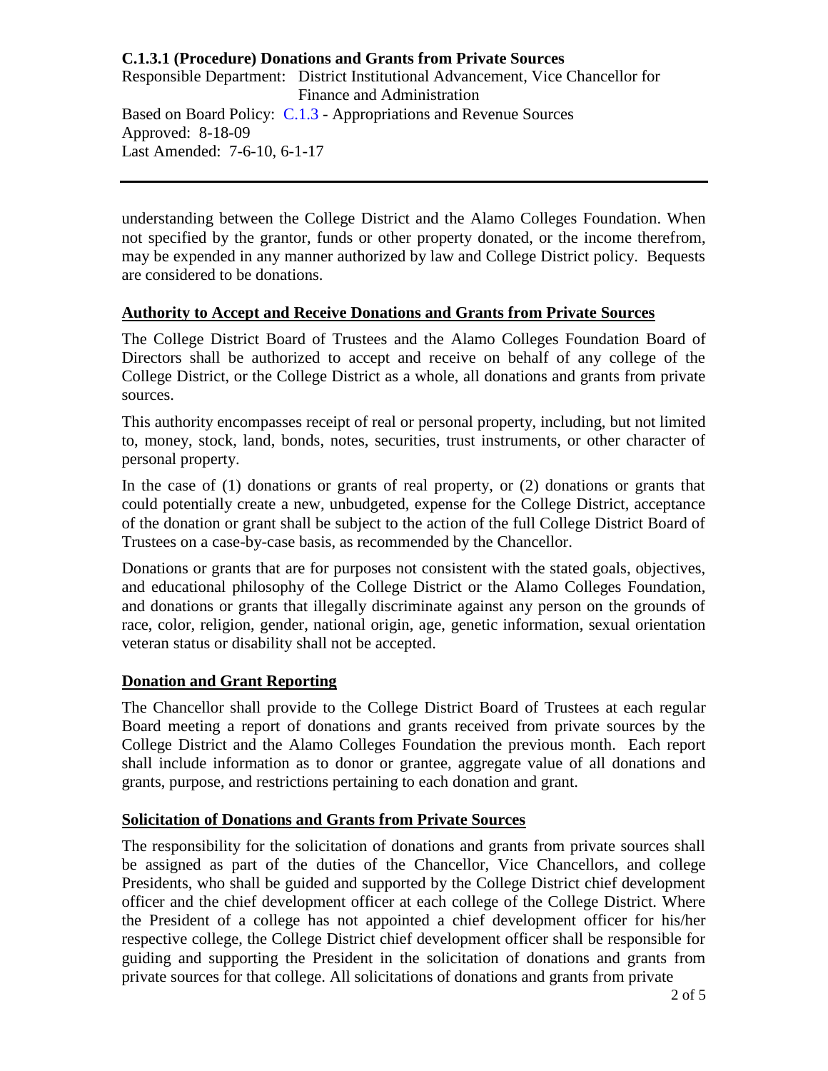understanding between the College District and the Alamo Colleges Foundation. When not specified by the grantor, funds or other property donated, or the income therefrom, may be expended in any manner authorized by law and College District policy. Bequests are considered to be donations.

## Authority to Accept and Receive Donations and Grants from Private Sources

The College District Board of Trustees and the Alamo Colleges Foundation Board of Directors shall be authorized to accept and receive on behalf of any college of the College District, or the College District as a whole, all donations and grants from private sources.

This authority encompasses receipt of real or personal property, including, but not limited to, money, stock, land, bonds, notes, securities, trust instruments, or other character of personal property.

In the case of (1) donations or grants of real property, or (2) donations or grants that could potentially create a new, unbudgeted, expense for the College District, acceptance of the donation or grant shall be subject to the action of the full College District Board of Trustees on a case-by-case basis, as recommended by the Chancellor.

Donations or grants that are for purposes not consistent with the stated goals, objectives, and educational philosophy of the College District or the Alamo Colleges Foundation, and donations or grants that illegally discriminate against any person on the grounds of race, color, religion, gender, national origin, age, genetic information, sexual orientation veteran status or disability shall not be accepted.

## Donation and Grant Reporting

The Chancellor shall provide to the College District Board of Trustees at each regular Board meeting a report of donations and grants received from private sources by the College District and the Alamo Colleges Foundation the previous month. Each report shall include information as to donor or grantee, aggregate value of all donations and grants, purpose, and restrictions pertaining to each donation and grant.

## Solicitation of Donations and Grants from Private Sources

The responsibility for the solicitation of donations and grants from private sources shall be assigned as part of the duties of the Chancellor, Vice Chancellors, and college Presidents, who shall be guided and supported by the College District chief development officer and the chief development officer at each college of the College District. Where the President of a college has not appointed a chief development officer for his/her respective college, the College District chief development officer shall be responsible for guiding and supporting the President in the solicitation of donations and grants from private sources for that college. All solicitations of donations and grants from private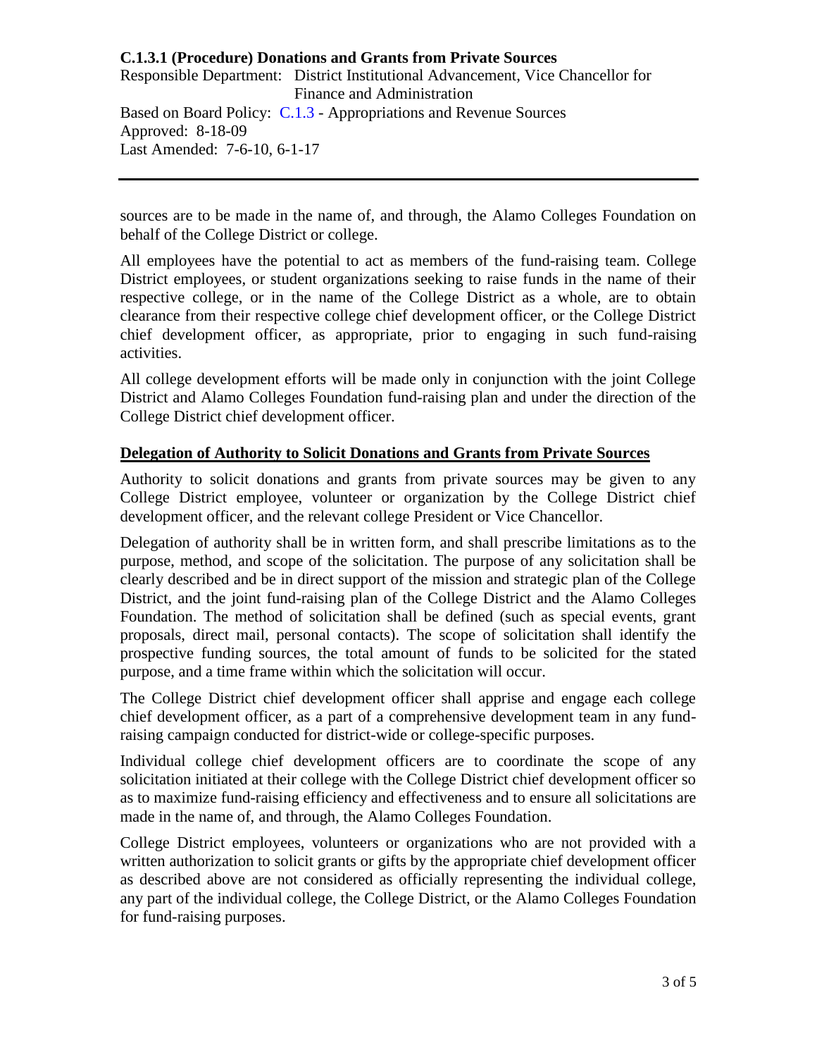sources are to be made in the name of, and through, the Alamo Colleges Foundation on behalf of the College District or college.

All employees have the potential to act as members of the fund-raising team. College District employees, or student organizations seeking to raise funds in the name of their respective college, or in the name of the College District as a whole, are to obtain clearance from their respective college chief development officer, or the College District chief development officer, as appropriate, prior to engaging in such fund-raising activities.

All college development efforts will be made only in conjunction with the joint College District and Alamo Colleges Foundation fund-raising plan and under the direction of the College District chief development officer.

**Delegation of Authority to Solicit Donations and Grants from Private Sources**

Authority to solicit donations and grants from private sources may be given to any College District employee, volunteer or organization by the College District chief development officer, and the relevant college President or Vice Chancellor.

Delegation of authority shall be in written form, and shall prescribe limitations as to the purpose, method, and scope of the solicitation. The purpose of any solicitation shall be clearly described and be in direct support of the mission and strategic plan of the College District, and the joint fund-raising plan of the College District and the Alamo Colleges Foundation. The method of solicitation shall be defined (such as special events, grant proposals, direct mail, personal contacts). The scope of solicitation shall identify the prospective funding sources, the total amount of funds to be solicited for the stated purpose, and a time frame within which the solicitation will occur.

The College District chief development officer shall apprise and engage each college chief development officer, as a part of a comprehensive development team in any fund-raising campaign conducted for district-wide or college-specific purposes.

Individual college chief development officers are to coordinate the scope of any solicitation initiated at their college with the College District chief development officer so as to maximize fund-raising efficiency and effectiveness and to ensure all solicitations are made in the name of, and through, the Alamo Colleges Foundation.

College District employees, volunteers or organizations who are not provided with a written authorization to solicit grants or gifts by the appropriate chief development officer as described above are not considered as officially representing the individual college, any part of the individual college, the College District, or the Alamo Colleges Foundation for fund-raising purposes.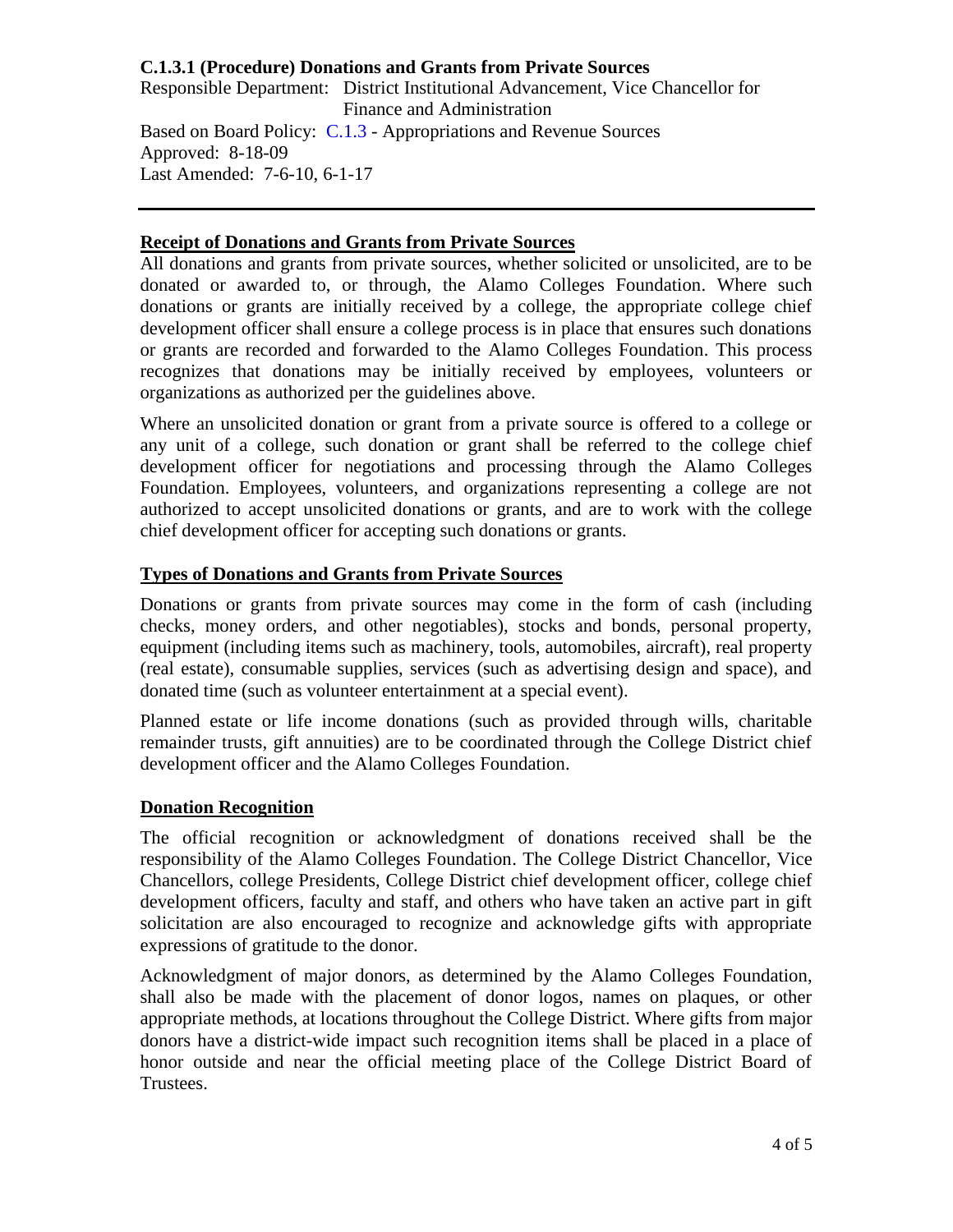**C.1.3.1 (Procedure) Donations and Grants from Private Sources**

Responsible Department: District Institutional Advancement, Vice Chancellor for Finance and Administration

Based on Board Policy: C.1.3 - Appropriations and Revenue Sources

Approved: 8-18-09

Last Amended: 7-6-10, 6-1-17

---

## Receipt of Donations and Grants from Private Sources

All donations and grants from private sources, whether solicited or unsolicited, are to be donated or awarded to, or through, the Alamo Colleges Foundation. Where such donations or grants are initially received by a college, the appropriate college chief development officer shall ensure a college process is in place that ensures such donations or grants are recorded and forwarded to the Alamo Colleges Foundation. This process recognizes that donations may be initially received by employees, volunteers or organizations as authorized per the guidelines above.

Where an unsolicited donation or grant from a private source is offered to a college or any unit of a college, such donation or grant shall be referred to the college chief development officer for negotiations and processing through the Alamo Colleges Foundation. Employees, volunteers, and organizations representing a college are not authorized to accept unsolicited donations or grants, and are to work with the college chief development officer for accepting such donations or grants.

## Types of Donations and Grants from Private Sources

Donations or grants from private sources may come in the form of cash (including checks, money orders, and other negotiables), stocks and bonds, personal property, equipment (including items such as machinery, tools, automobiles, aircraft), real property (real estate), consumable supplies, services (such as advertising design and space), and donated time (such as volunteer entertainment at a special event).

Planned estate or life income donations (such as provided through wills, charitable remainder trusts, gift annuities) are to be coordinated through the College District chief development officer and the Alamo Colleges Foundation.

## Donation Recognition

The official recognition or acknowledgment of donations received shall be the responsibility of the Alamo Colleges Foundation. The College District Chancellor, Vice Chancellors, college Presidents, College District chief development officer, college chief development officers, faculty and staff, and others who have taken an active part in gift solicitation are also encouraged to recognize and acknowledge gifts with appropriate expressions of gratitude to the donor.

Acknowledgment of major donors, as determined by the Alamo Colleges Foundation, shall also be made with the placement of donor logos, names on plaques, or other appropriate methods, at locations throughout the College District. Where gifts from major donors have a district-wide impact such recognition items shall be placed in a place of honor outside and near the official meeting place of the College District Board of Trustees.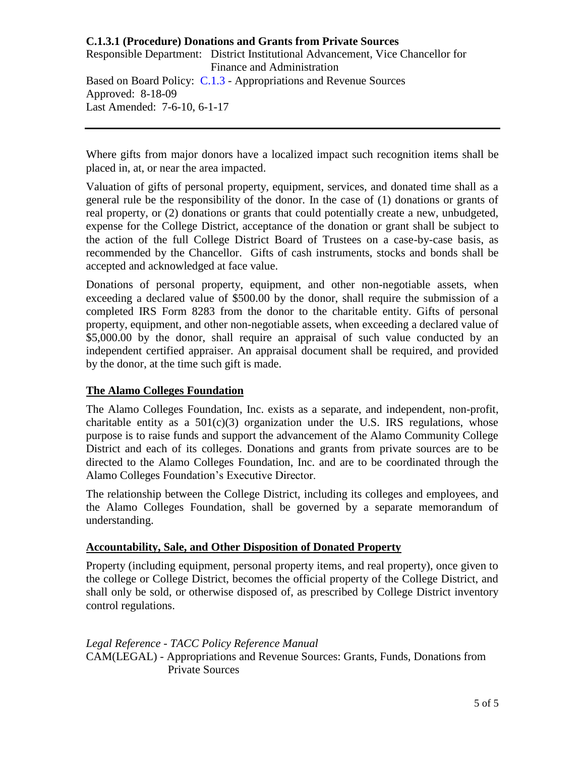Where gifts from major donors have a localized impact such recognition items shall be placed in, at, or near the area impacted.

Valuation of gifts of personal property, equipment, services, and donated time shall as a general rule be the responsibility of the donor. In the case of (1) donations or grants of real property, or (2) donations or grants that could potentially create a new, unbudgeted, expense for the College District, acceptance of the donation or grant shall be subject to the action of the full College District Board of Trustees on a case-by-case basis, as recommended by the Chancellor. Gifts of cash instruments, stocks and bonds shall be accepted and acknowledged at face value.

Donations of personal property, equipment, and other non-negotiable assets, when exceeding a declared value of $500.00 by the donor, shall require the submission of a completed IRS Form 8283 from the donor to the charitable entity. Gifts of personal property, equipment, and other non-negotiable assets, when exceeding a declared value of $5,000.00 by the donor, shall require an appraisal of such value conducted by an independent certified appraiser. An appraisal document shall be required, and provided by the donor, at the time such gift is made.

## The Alamo Colleges Foundation

The Alamo Colleges Foundation, Inc. exists as a separate, and independent, non-profit, charitable entity as a 501(c)(3) organization under the U.S. IRS regulations, whose purpose is to raise funds and support the advancement of the Alamo Community College District and each of its colleges. Donations and grants from private sources are to be directed to the Alamo Colleges Foundation, Inc. and are to be coordinated through the Alamo Colleges Foundation's Executive Director.

The relationship between the College District, including its colleges and employees, and the Alamo Colleges Foundation, shall be governed by a separate memorandum of understanding.

## Accountability, Sale, and Other Disposition of Donated Property

Property (including equipment, personal property items, and real property), once given to the college or College District, becomes the official property of the College District, and shall only be sold, or otherwise disposed of, as prescribed by College District inventory control regulations.

*Legal Reference - TACC Policy Reference Manual*

CAM(LEGAL) - Appropriations and Revenue Sources: Grants, Funds, Donations from Private Sources